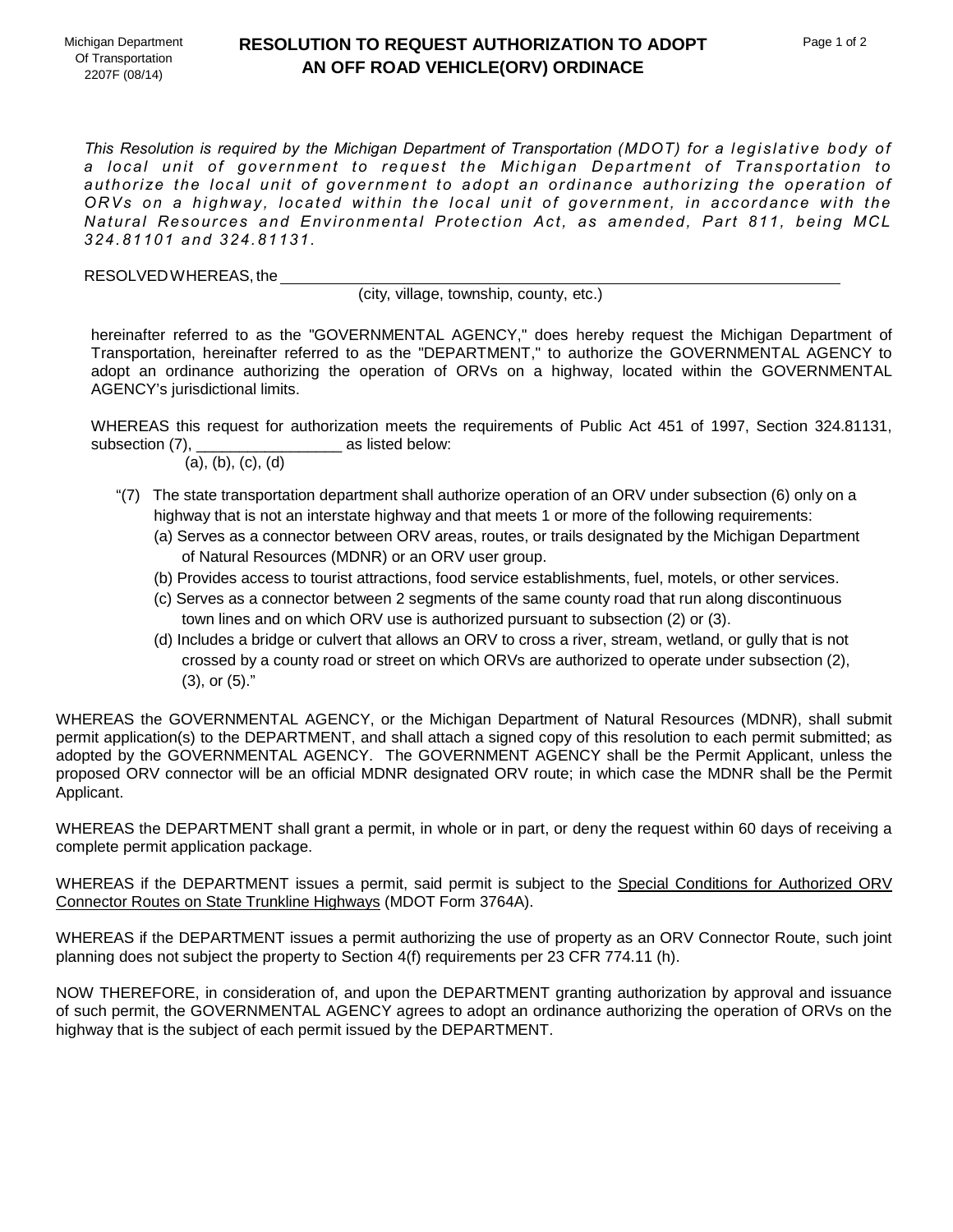Michigan Department
Of Transportation
2207F (08/14)

# RESOLUTION TO REQUEST AUTHORIZATION TO ADOPT AN OFF ROAD VEHICLE(ORV) ORDINACE

*This Resolution is required by the Michigan Department of Transportation (MDOT) for a legislative body of a local unit of government to request the Michigan Department of Transportation to authorize the local unit of government to adopt an ordinance authorizing the operation of ORVs on a highway, located within the local unit of government, in accordance with the Natural Resources and Environmental Protection Act, as amended, Part 811, being MCL 324.81101 and 324.81131.*

RESOLVED WHEREAS, the ____________________________________________________________
(city, village, township, county, etc.)

hereinafter referred to as the "GOVERNMENTAL AGENCY," does hereby request the Michigan Department of Transportation, hereinafter referred to as the "DEPARTMENT," to authorize the GOVERNMENTAL AGENCY to adopt an ordinance authorizing the operation of ORVs on a highway, located within the GOVERNMENTAL AGENCY's jurisdictional limits.

WHEREAS this request for authorization meets the requirements of Public Act 451 of 1997, Section 324.81131, subsection (7), _________________ as listed below:
(a), (b), (c), (d)

"(7) The state transportation department shall authorize operation of an ORV under subsection (6) only on a highway that is not an interstate highway and that meets 1 or more of the following requirements:
- (a) Serves as a connector between ORV areas, routes, or trails designated by the Michigan Department of Natural Resources (MDNR) or an ORV user group.
- (b) Provides access to tourist attractions, food service establishments, fuel, motels, or other services.
- (c) Serves as a connector between 2 segments of the same county road that run along discontinuous town lines and on which ORV use is authorized pursuant to subsection (2) or (3).
- (d) Includes a bridge or culvert that allows an ORV to cross a river, stream, wetland, or gully that is not crossed by a county road or street on which ORVs are authorized to operate under subsection (2), (3), or (5)."

WHEREAS the GOVERNMENTAL AGENCY, or the Michigan Department of Natural Resources (MDNR), shall submit permit application(s) to the DEPARTMENT, and shall attach a signed copy of this resolution to each permit submitted; as adopted by the GOVERNMENTAL AGENCY. The GOVERNMENT AGENCY shall be the Permit Applicant, unless the proposed ORV connector will be an official MDNR designated ORV route; in which case the MDNR shall be the Permit Applicant.

WHEREAS the DEPARTMENT shall grant a permit, in whole or in part, or deny the request within 60 days of receiving a complete permit application package.

WHEREAS if the DEPARTMENT issues a permit, said permit is subject to the Special Conditions for Authorized ORV Connector Routes on State Trunkline Highways (MDOT Form 3764A).

WHEREAS if the DEPARTMENT issues a permit authorizing the use of property as an ORV Connector Route, such joint planning does not subject the property to Section 4(f) requirements per 23 CFR 774.11 (h).

NOW THEREFORE, in consideration of, and upon the DEPARTMENT granting authorization by approval and issuance of such permit, the GOVERNMENTAL AGENCY agrees to adopt an ordinance authorizing the operation of ORVs on the highway that is the subject of each permit issued by the DEPARTMENT.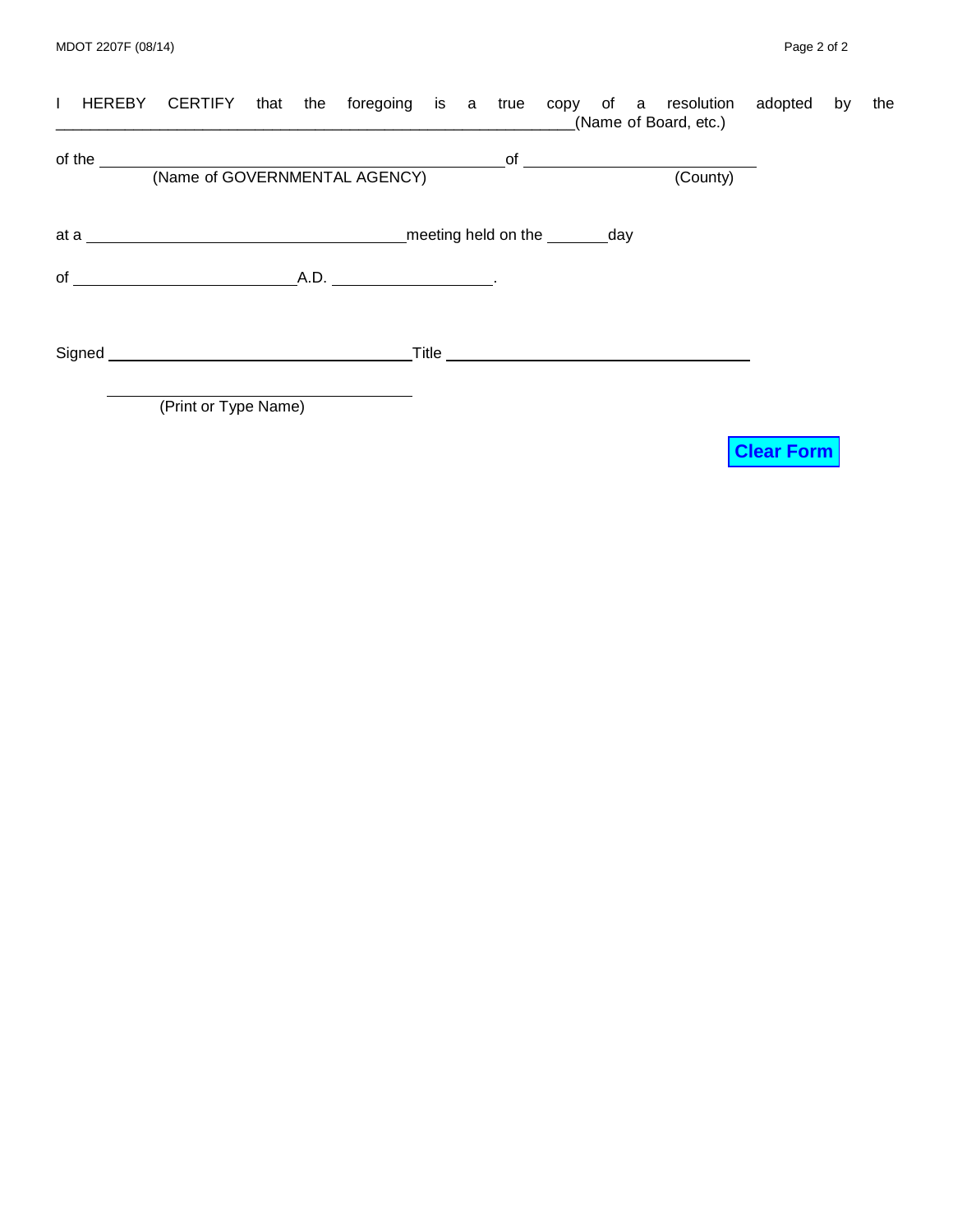I HEREBY CERTIFY that the foregoing is a true copy of a resolution adopted by the ____________________________________________(Name of Board, etc.)

of the ____________________________________ of ______________________
(Name of GOVERNMENTAL AGENCY) (County)

at a ______________________________ meeting held on the ______ day

of ____________________ A.D. ______________.

Signed ______________________________ Title ______________________________

______________________________
(Print or Type Name)

Clear Form